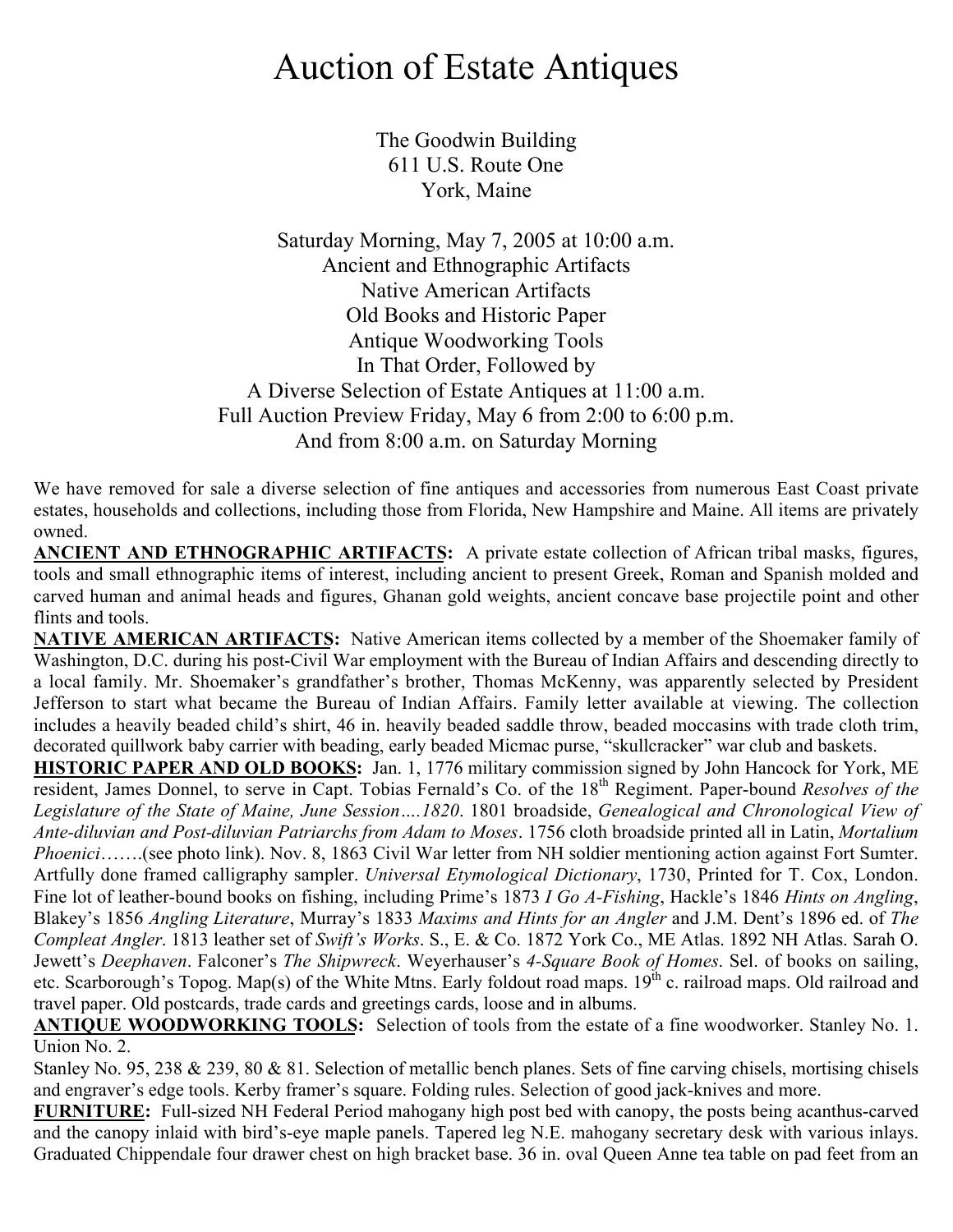# Auction of Estate Antiques

The Goodwin Building
611 U.S. Route One
York, Maine

Saturday Morning, May 7, 2005 at 10:00 a.m.
Ancient and Ethnographic Artifacts
Native American Artifacts
Old Books and Historic Paper
Antique Woodworking Tools
In That Order, Followed by
A Diverse Selection of Estate Antiques at 11:00 a.m.
Full Auction Preview Friday, May 6 from 2:00 to 6:00 p.m.
And from 8:00 a.m. on Saturday Morning

We have removed for sale a diverse selection of fine antiques and accessories from numerous East Coast private estates, households and collections, including those from Florida, New Hampshire and Maine. All items are privately owned.

**ANCIENT AND ETHNOGRAPHIC ARTIFACTS:** A private estate collection of African tribal masks, figures, tools and small ethnographic items of interest, including ancient to present Greek, Roman and Spanish molded and carved human and animal heads and figures, Ghanan gold weights, ancient concave base projectile point and other flints and tools.

**NATIVE AMERICAN ARTIFACTS:** Native American items collected by a member of the Shoemaker family of Washington, D.C. during his post-Civil War employment with the Bureau of Indian Affairs and descending directly to a local family. Mr. Shoemaker's grandfather's brother, Thomas McKenny, was apparently selected by President Jefferson to start what became the Bureau of Indian Affairs. Family letter available at viewing. The collection includes a heavily beaded child's shirt, 46 in. heavily beaded saddle throw, beaded moccasins with trade cloth trim, decorated quillwork baby carrier with beading, early beaded Micmac purse, "skullcracker" war club and baskets.

**HISTORIC PAPER AND OLD BOOKS:** Jan. 1, 1776 military commission signed by John Hancock for York, ME resident, James Donnel, to serve in Capt. Tobias Fernald's Co. of the 18th Regiment. Paper-bound *Resolves of the Legislature of the State of Maine, June Session….1820*. 1801 broadside, *Genealogical and Chronological View of Ante-diluvian and Post-diluvian Patriarchs from Adam to Moses*. 1756 cloth broadside printed all in Latin, *Mortalium Phoenici*…….(see photo link). Nov. 8, 1863 Civil War letter from NH soldier mentioning action against Fort Sumter. Artfully done framed calligraphy sampler. *Universal Etymological Dictionary*, 1730, Printed for T. Cox, London. Fine lot of leather-bound books on fishing, including Prime's 1873 *I Go A-Fishing*, Hackle's 1846 *Hints on Angling*, Blakey's 1856 *Angling Literature*, Murray's 1833 *Maxims and Hints for an Angler* and J.M. Dent's 1896 ed. of *The Compleat Angler*. 1813 leather set of *Swift's Works*. S., E. & Co. 1872 York Co., ME Atlas. 1892 NH Atlas. Sarah O. Jewett's *Deephaven*. Falconer's *The Shipwreck*. Weyerhauser's *4-Square Book of Homes*. Sel. of books on sailing, etc. Scarborough's Topog. Map(s) of the White Mtns. Early foldout road maps. 19th c. railroad maps. Old railroad and travel paper. Old postcards, trade cards and greetings cards, loose and in albums.

**ANTIQUE WOODWORKING TOOLS:** Selection of tools from the estate of a fine woodworker. Stanley No. 1. Union No. 2.

Stanley No. 95, 238 & 239, 80 & 81. Selection of metallic bench planes. Sets of fine carving chisels, mortising chisels and engraver's edge tools. Kerby framer's square. Folding rules. Selection of good jack-knives and more.

**FURNITURE:** Full-sized NH Federal Period mahogany high post bed with canopy, the posts being acanthus-carved and the canopy inlaid with bird's-eye maple panels. Tapered leg N.E. mahogany secretary desk with various inlays. Graduated Chippendale four drawer chest on high bracket base. 36 in. oval Queen Anne tea table on pad feet from an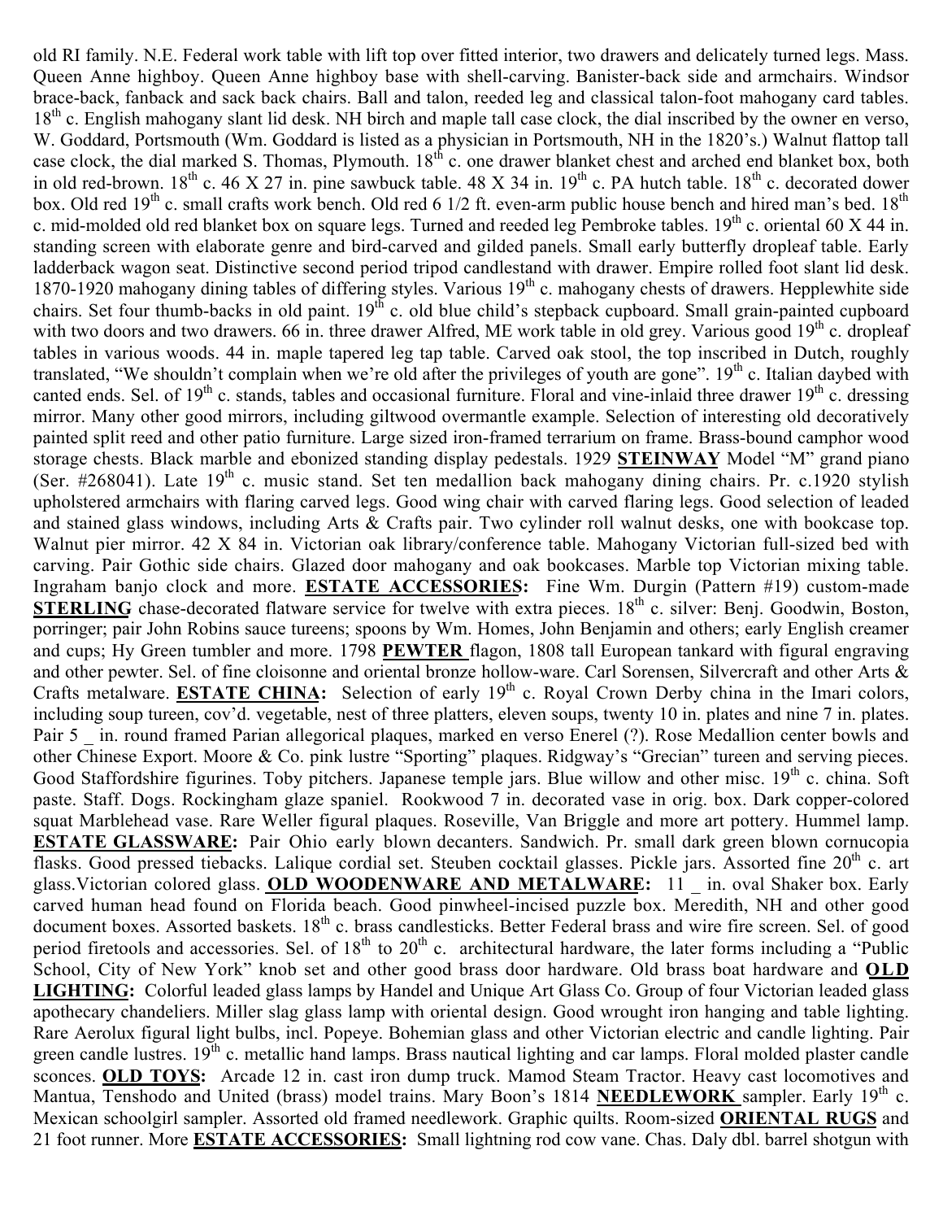old RI family. N.E. Federal work table with lift top over fitted interior, two drawers and delicately turned legs. Mass. Queen Anne highboy. Queen Anne highboy base with shell-carving. Banister-back side and armchairs. Windsor brace-back, fanback and sack back chairs. Ball and talon, reeded leg and classical talon-foot mahogany card tables. 18th c. English mahogany slant lid desk. NH birch and maple tall case clock, the dial inscribed by the owner en verso, W. Goddard, Portsmouth (Wm. Goddard is listed as a physician in Portsmouth, NH in the 1820's.) Walnut flattop tall case clock, the dial marked S. Thomas, Plymouth. 18th c. one drawer blanket chest and arched end blanket box, both in old red-brown. 18th c. 46 X 27 in. pine sawbuck table. 48 X 34 in. 19th c. PA hutch table. 18th c. decorated dower box. Old red 19th c. small crafts work bench. Old red 6 1/2 ft. even-arm public house bench and hired man's bed. 18th c. mid-molded old red blanket box on square legs. Turned and reeded leg Pembroke tables. 19th c. oriental 60 X 44 in. standing screen with elaborate genre and bird-carved and gilded panels. Small early butterfly dropleaf table. Early ladderback wagon seat. Distinctive second period tripod candlestand with drawer. Empire rolled foot slant lid desk. 1870-1920 mahogany dining tables of differing styles. Various 19th c. mahogany chests of drawers. Hepplewhite side chairs. Set four thumb-backs in old paint. 19th c. old blue child's stepback cupboard. Small grain-painted cupboard with two doors and two drawers. 66 in. three drawer Alfred, ME work table in old grey. Various good 19th c. dropleaf tables in various woods. 44 in. maple tapered leg tap table. Carved oak stool, the top inscribed in Dutch, roughly translated, "We shouldn't complain when we're old after the privileges of youth are gone". 19th c. Italian daybed with canted ends. Sel. of 19th c. stands, tables and occasional furniture. Floral and vine-inlaid three drawer 19th c. dressing mirror. Many other good mirrors, including giltwood overmantle example. Selection of interesting old decoratively painted split reed and other patio furniture. Large sized iron-framed terrarium on frame. Brass-bound camphor wood storage chests. Black marble and ebonized standing display pedestals. 1929 **STEINWAY** Model "M" grand piano (Ser. #268041). Late 19th c. music stand. Set ten medallion back mahogany dining chairs. Pr. c.1920 stylish upholstered armchairs with flaring carved legs. Good wing chair with carved flaring legs. Good selection of leaded and stained glass windows, including Arts & Crafts pair. Two cylinder roll walnut desks, one with bookcase top. Walnut pier mirror. 42 X 84 in. Victorian oak library/conference table. Mahogany Victorian full-sized bed with carving. Pair Gothic side chairs. Glazed door mahogany and oak bookcases. Marble top Victorian mixing table. Ingraham banjo clock and more. **ESTATE ACCESSORIES:** Fine Wm. Durgin (Pattern #19) custom-made **STERLING** chase-decorated flatware service for twelve with extra pieces. 18th c. silver: Benj. Goodwin, Boston, porringer; pair John Robins sauce tureens; spoons by Wm. Homes, John Benjamin and others; early English creamer and cups; Hy Green tumbler and more. 1798 **PEWTER** flagon, 1808 tall European tankard with figural engraving and other pewter. Sel. of fine cloisonne and oriental bronze hollow-ware. Carl Sorensen, Silvercraft and other Arts & Crafts metalware. **ESTATE CHINA:** Selection of early 19th c. Royal Crown Derby china in the Imari colors, including soup tureen, cov'd. vegetable, nest of three platters, eleven soups, twenty 10 in. plates and nine 7 in. plates. Pair 5 _ in. round framed Parian allegorical plaques, marked en verso Enerel (?). Rose Medallion center bowls and other Chinese Export. Moore & Co. pink lustre "Sporting" plaques. Ridgway's "Grecian" tureen and serving pieces. Good Staffordshire figurines. Toby pitchers. Japanese temple jars. Blue willow and other misc. 19th c. china. Soft paste. Staff. Dogs. Rockingham glaze spaniel. Rookwood 7 in. decorated vase in orig. box. Dark copper-colored squat Marblehead vase. Rare Weller figural plaques. Roseville, Van Briggle and more art pottery. Hummel lamp. **ESTATE GLASSWARE:** Pair Ohio early blown decanters. Sandwich. Pr. small dark green blown cornucopia flasks. Good pressed tiebacks. Lalique cordial set. Steuben cocktail glasses. Pickle jars. Assorted fine 20th c. art glass.Victorian colored glass. **OLD WOODENWARE AND METALWARE:** 11 _ in. oval Shaker box. Early carved human head found on Florida beach. Good pinwheel-incised puzzle box. Meredith, NH and other good document boxes. Assorted baskets. 18th c. brass candlesticks. Better Federal brass and wire fire screen. Sel. of good period firetools and accessories. Sel. of 18th to 20th c. architectural hardware, the later forms including a "Public School, City of New York" knob set and other good brass door hardware. Old brass boat hardware and **OLD LIGHTING:** Colorful leaded glass lamps by Handel and Unique Art Glass Co. Group of four Victorian leaded glass apothecary chandeliers. Miller slag glass lamp with oriental design. Good wrought iron hanging and table lighting. Rare Aerolux figural light bulbs, incl. Popeye. Bohemian glass and other Victorian electric and candle lighting. Pair green candle lustres. 19th c. metallic hand lamps. Brass nautical lighting and car lamps. Floral molded plaster candle sconces. **OLD TOYS:** Arcade 12 in. cast iron dump truck. Mamod Steam Tractor. Heavy cast locomotives and Mantua, Tenshodo and United (brass) model trains. Mary Boon's 1814 **NEEDLEWORK** sampler. Early 19th c. Mexican schoolgirl sampler. Assorted old framed needlework. Graphic quilts. Room-sized **ORIENTAL RUGS** and 21 foot runner. More **ESTATE ACCESSORIES:** Small lightning rod cow vane. Chas. Daly dbl. barrel shotgun with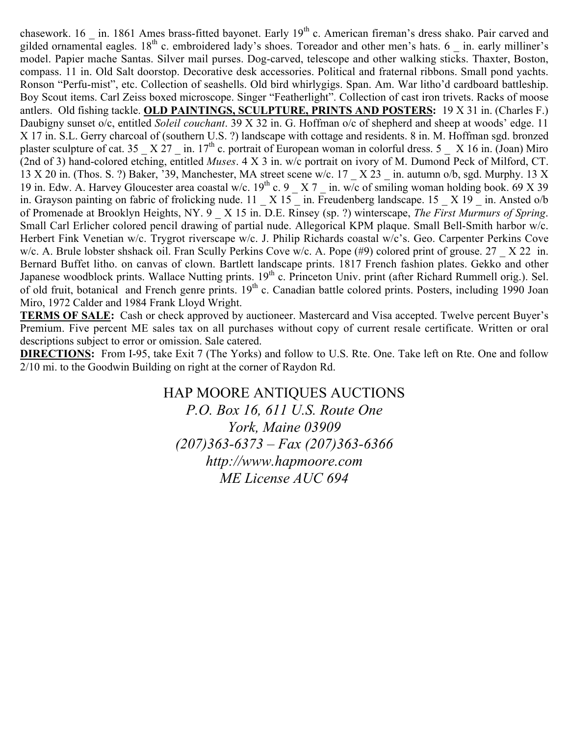chasework. 16 _ in. 1861 Ames brass-fitted bayonet. Early 19th c. American fireman's dress shako. Pair carved and gilded ornamental eagles. 18th c. embroidered lady's shoes. Toreador and other men's hats. 6 _ in. early milliner's model. Papier mache Santas. Silver mail purses. Dog-carved, telescope and other walking sticks. Thaxter, Boston, compass. 11 in. Old Salt doorstop. Decorative desk accessories. Political and fraternal ribbons. Small pond yachts. Ronson "Perfu-mist", etc. Collection of seashells. Old bird whirlygigs. Span. Am. War litho'd cardboard battleship. Boy Scout items. Carl Zeiss boxed microscope. Singer "Featherlight". Collection of cast iron trivets. Racks of moose antlers. Old fishing tackle. **OLD PAINTINGS, SCULPTURE, PRINTS AND POSTERS:** 19 X 31 in. (Charles F.) Daubigny sunset o/c, entitled *Soleil couchant*. 39 X 32 in. G. Hoffman o/c of shepherd and sheep at woods' edge. 11 X 17 in. S.L. Gerry charcoal of (southern U.S. ?) landscape with cottage and residents. 8 in. M. Hoffman sgd. bronzed plaster sculpture of cat. 35 _ X 27 _ in. 17th c. portrait of European woman in colorful dress. 5 _ X 16 in. (Joan) Miro (2nd of 3) hand-colored etching, entitled *Muses*. 4 X 3 in. w/c portrait on ivory of M. Dumond Peck of Milford, CT. 13 X 20 in. (Thos. S. ?) Baker, '39, Manchester, MA street scene w/c. 17 _ X 23 _ in. autumn o/b, sgd. Murphy. 13 X 19 in. Edw. A. Harvey Gloucester area coastal w/c. 19th c. 9 _ X 7 _ in. w/c of smiling woman holding book. 69 X 39 in. Grayson painting on fabric of frolicking nude. 11 _ X 15 _ in. Freudenberg landscape. 15 _ X 19 _ in. Ansted o/b of Promenade at Brooklyn Heights, NY. 9 _ X 15 in. D.E. Rinsey (sp. ?) winterscape, *The First Murmurs of Spring*. Small Carl Erlicher colored pencil drawing of partial nude. Allegorical KPM plaque. Small Bell-Smith harbor w/c. Herbert Fink Venetian w/c. Trygrot riverscape w/c. J. Philip Richards coastal w/c's. Geo. Carpenter Perkins Cove w/c. A. Brule lobster shshack oil. Fran Scully Perkins Cove w/c. A. Pope (#9) colored print of grouse. 27 _ X 22 in. Bernard Buffet litho. on canvas of clown. Bartlett landscape prints. 1817 French fashion plates. Gekko and other Japanese woodblock prints. Wallace Nutting prints. 19th c. Princeton Univ. print (after Richard Rummell orig.). Sel. of old fruit, botanical and French genre prints. 19th c. Canadian battle colored prints. Posters, including 1990 Joan Miro, 1972 Calder and 1984 Frank Lloyd Wright.

**TERMS OF SALE:** Cash or check approved by auctioneer. Mastercard and Visa accepted. Twelve percent Buyer's Premium. Five percent ME sales tax on all purchases without copy of current resale certificate. Written or oral descriptions subject to error or omission. Sale catered.

**DIRECTIONS:** From I-95, take Exit 7 (The Yorks) and follow to U.S. Rte. One. Take left on Rte. One and follow 2/10 mi. to the Goodwin Building on right at the corner of Raydon Rd.

HAP MOORE ANTIQUES AUCTIONS

*P.O. Box 16, 611 U.S. Route One*

*York, Maine 03909*

*(207)363-6373 – Fax (207)363-6366*

*http://www.hapmoore.com*

*ME License AUC 694*